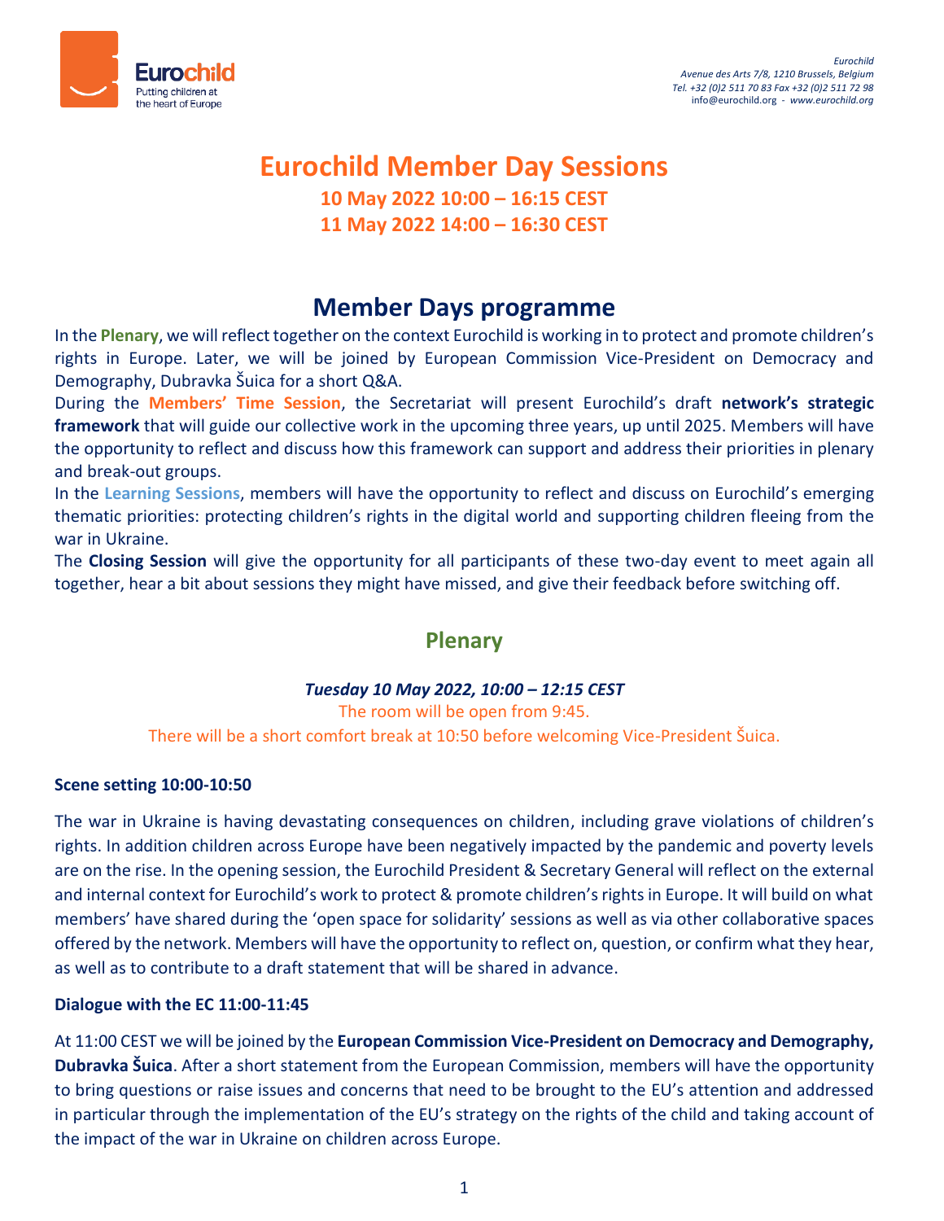Eurochild
Putting children at the heart of Europe

*Eurochild*
*Avenue des Arts 7/8, 1210 Brussels, Belgium*
*Tel. +32 (0)2 511 70 83 Fax +32 (0)2 511 72 98*
info@eurochild.org - *www.eurochild.org*

# Eurochild Member Day Sessions

**10 May 2022 10:00 – 16:15 CEST**
**11 May 2022 14:00 – 16:30 CEST**

## Member Days programme

In the **Plenary**, we will reflect together on the context Eurochild is working in to protect and promote children's rights in Europe. Later, we will be joined by European Commission Vice-President on Democracy and Demography, Dubravka Šuica for a short Q&A.

During the **Members' Time Session**, the Secretariat will present Eurochild's draft **network's strategic framework** that will guide our collective work in the upcoming three years, up until 2025. Members will have the opportunity to reflect and discuss how this framework can support and address their priorities in plenary and break-out groups.

In the **Learning Sessions**, members will have the opportunity to reflect and discuss on Eurochild's emerging thematic priorities: protecting children's rights in the digital world and supporting children fleeing from the war in Ukraine.

The **Closing Session** will give the opportunity for all participants of these two-day event to meet again all together, hear a bit about sessions they might have missed, and give their feedback before switching off.

## Plenary

***Tuesday 10 May 2022, 10:00 – 12:15 CEST***

The room will be open from 9:45.
There will be a short comfort break at 10:50 before welcoming Vice-President Šuica.

**Scene setting 10:00-10:50**

The war in Ukraine is having devastating consequences on children, including grave violations of children's rights. In addition children across Europe have been negatively impacted by the pandemic and poverty levels are on the rise. In the opening session, the Eurochild President & Secretary General will reflect on the external and internal context for Eurochild's work to protect & promote children's rights in Europe. It will build on what members' have shared during the 'open space for solidarity' sessions as well as via other collaborative spaces offered by the network. Members will have the opportunity to reflect on, question, or confirm what they hear, as well as to contribute to a draft statement that will be shared in advance.

**Dialogue with the EC 11:00-11:45**

At 11:00 CEST we will be joined by the **European Commission Vice-President on Democracy and Demography, Dubravka Šuica**. After a short statement from the European Commission, members will have the opportunity to bring questions or raise issues and concerns that need to be brought to the EU's attention and addressed in particular through the implementation of the EU's strategy on the rights of the child and taking account of the impact of the war in Ukraine on children across Europe.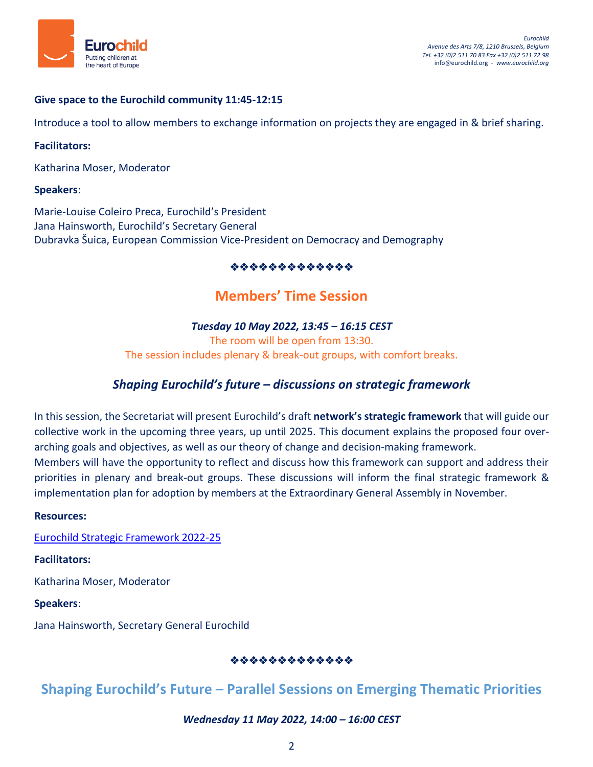**Give space to the Eurochild community 11:45-12:15**

Introduce a tool to allow members to exchange information on projects they are engaged in & brief sharing.

**Facilitators:**

Katharina Moser, Moderator

**Speakers**:

Marie-Louise Coleiro Preca, Eurochild's President
Jana Hainsworth, Eurochild's Secretary General
Dubravka Šuica, European Commission Vice-President on Democracy and Demography

❖❖❖❖❖❖❖❖❖❖❖❖❖

## Members' Time Session

***Tuesday 10 May 2022, 13:45 – 16:15 CEST***

The room will be open from 13:30.
The session includes plenary & break-out groups, with comfort breaks.

### *Shaping Eurochild's future – discussions on strategic framework*

In this session, the Secretariat will present Eurochild's draft **network's strategic framework** that will guide our collective work in the upcoming three years, up until 2025. This document explains the proposed four over-arching goals and objectives, as well as our theory of change and decision-making framework.
Members will have the opportunity to reflect and discuss how this framework can support and address their priorities in plenary and break-out groups. These discussions will inform the final strategic framework & implementation plan for adoption by members at the Extraordinary General Assembly in November.

**Resources:**

Eurochild Strategic Framework 2022-25

**Facilitators:**

Katharina Moser, Moderator

**Speakers**:

Jana Hainsworth, Secretary General Eurochild

❖❖❖❖❖❖❖❖❖❖❖❖❖

## Shaping Eurochild's Future – Parallel Sessions on Emerging Thematic Priorities

***Wednesday 11 May 2022, 14:00 – 16:00 CEST***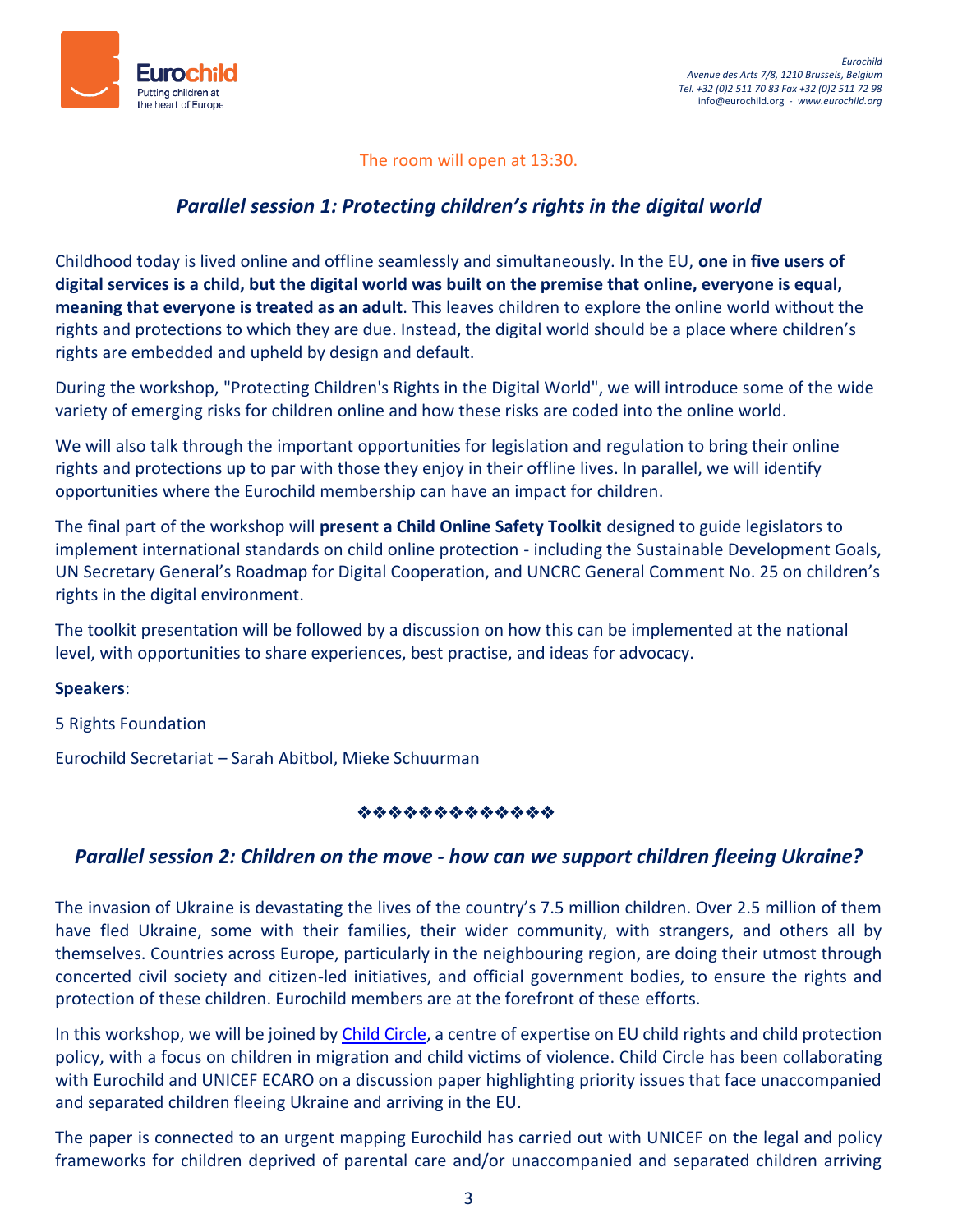The room will open at 13:30.

## *Parallel session 1: Protecting children's rights in the digital world*

Childhood today is lived online and offline seamlessly and simultaneously. In the EU, **one in five users of digital services is a child, but the digital world was built on the premise that online, everyone is equal, meaning that everyone is treated as an adult**. This leaves children to explore the online world without the rights and protections to which they are due. Instead, the digital world should be a place where children's rights are embedded and upheld by design and default.

During the workshop, "Protecting Children's Rights in the Digital World", we will introduce some of the wide variety of emerging risks for children online and how these risks are coded into the online world.

We will also talk through the important opportunities for legislation and regulation to bring their online rights and protections up to par with those they enjoy in their offline lives. In parallel, we will identify opportunities where the Eurochild membership can have an impact for children.

The final part of the workshop will **present a Child Online Safety Toolkit** designed to guide legislators to implement international standards on child online protection - including the Sustainable Development Goals, UN Secretary General's Roadmap for Digital Cooperation, and UNCRC General Comment No. 25 on children's rights in the digital environment.

The toolkit presentation will be followed by a discussion on how this can be implemented at the national level, with opportunities to share experiences, best practise, and ideas for advocacy.

**Speakers**:

5 Rights Foundation

Eurochild Secretariat – Sarah Abitbol, Mieke Schuurman

❖❖❖❖❖❖❖❖❖❖❖❖❖

## *Parallel session 2: Children on the move - how can we support children fleeing Ukraine?*

The invasion of Ukraine is devastating the lives of the country's 7.5 million children. Over 2.5 million of them have fled Ukraine, some with their families, their wider community, with strangers, and others all by themselves. Countries across Europe, particularly in the neighbouring region, are doing their utmost through concerted civil society and citizen-led initiatives, and official government bodies, to ensure the rights and protection of these children. Eurochild members are at the forefront of these efforts.

In this workshop, we will be joined by Child Circle, a centre of expertise on EU child rights and child protection policy, with a focus on children in migration and child victims of violence. Child Circle has been collaborating with Eurochild and UNICEF ECARO on a discussion paper highlighting priority issues that face unaccompanied and separated children fleeing Ukraine and arriving in the EU.

The paper is connected to an urgent mapping Eurochild has carried out with UNICEF on the legal and policy frameworks for children deprived of parental care and/or unaccompanied and separated children arriving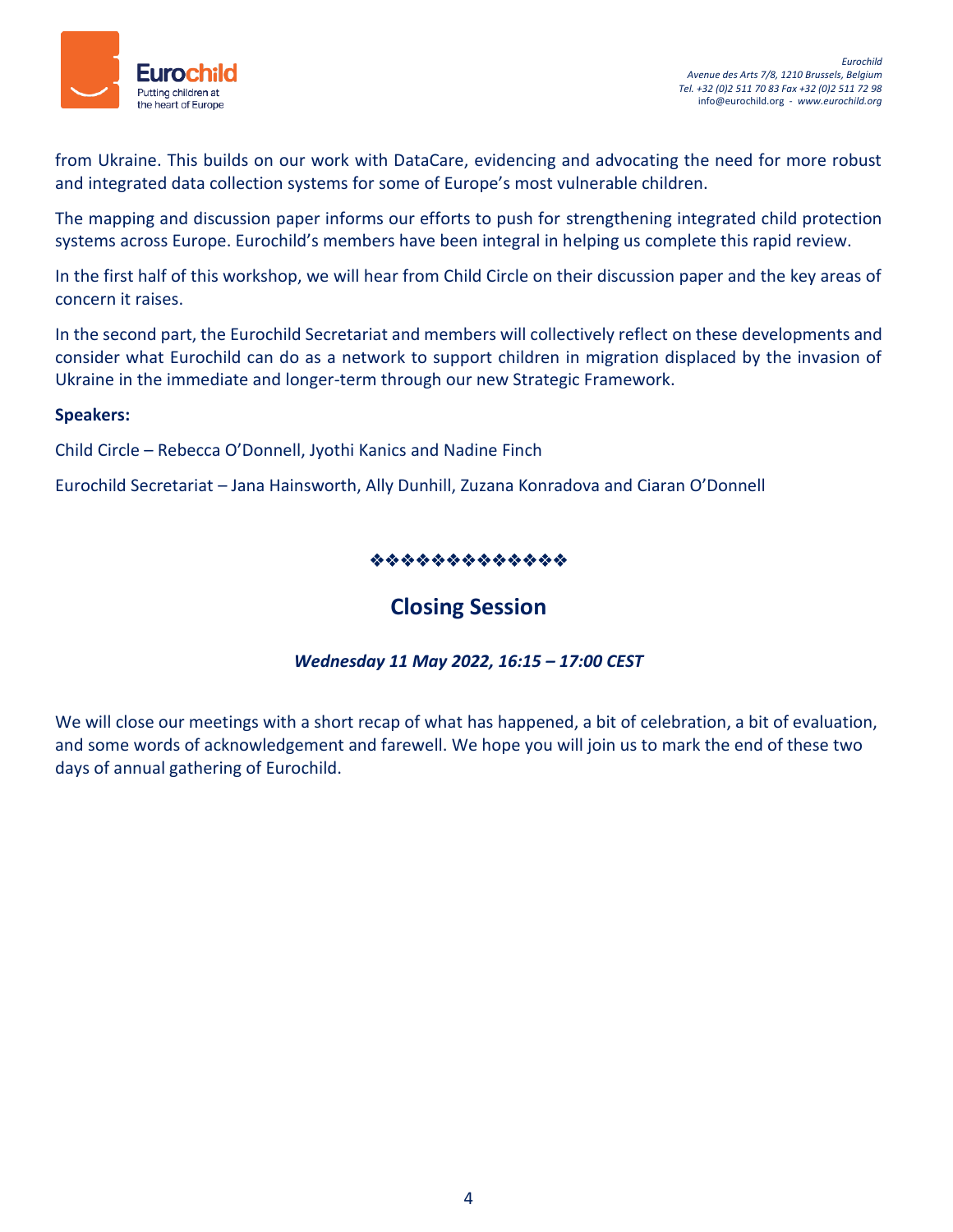from Ukraine. This builds on our work with DataCare, evidencing and advocating the need for more robust and integrated data collection systems for some of Europe's most vulnerable children.

The mapping and discussion paper informs our efforts to push for strengthening integrated child protection systems across Europe. Eurochild's members have been integral in helping us complete this rapid review.

In the first half of this workshop, we will hear from Child Circle on their discussion paper and the key areas of concern it raises.

In the second part, the Eurochild Secretariat and members will collectively reflect on these developments and consider what Eurochild can do as a network to support children in migration displaced by the invasion of Ukraine in the immediate and longer-term through our new Strategic Framework.

**Speakers:**

Child Circle – Rebecca O'Donnell, Jyothi Kanics and Nadine Finch

Eurochild Secretariat – Jana Hainsworth, Ally Dunhill, Zuzana Konradova and Ciaran O'Donnell

❖❖❖❖❖❖❖❖❖❖❖❖❖

## Closing Session

***Wednesday 11 May 2022, 16:15 – 17:00 CEST***

We will close our meetings with a short recap of what has happened, a bit of celebration, a bit of evaluation, and some words of acknowledgement and farewell. We hope you will join us to mark the end of these two days of annual gathering of Eurochild.